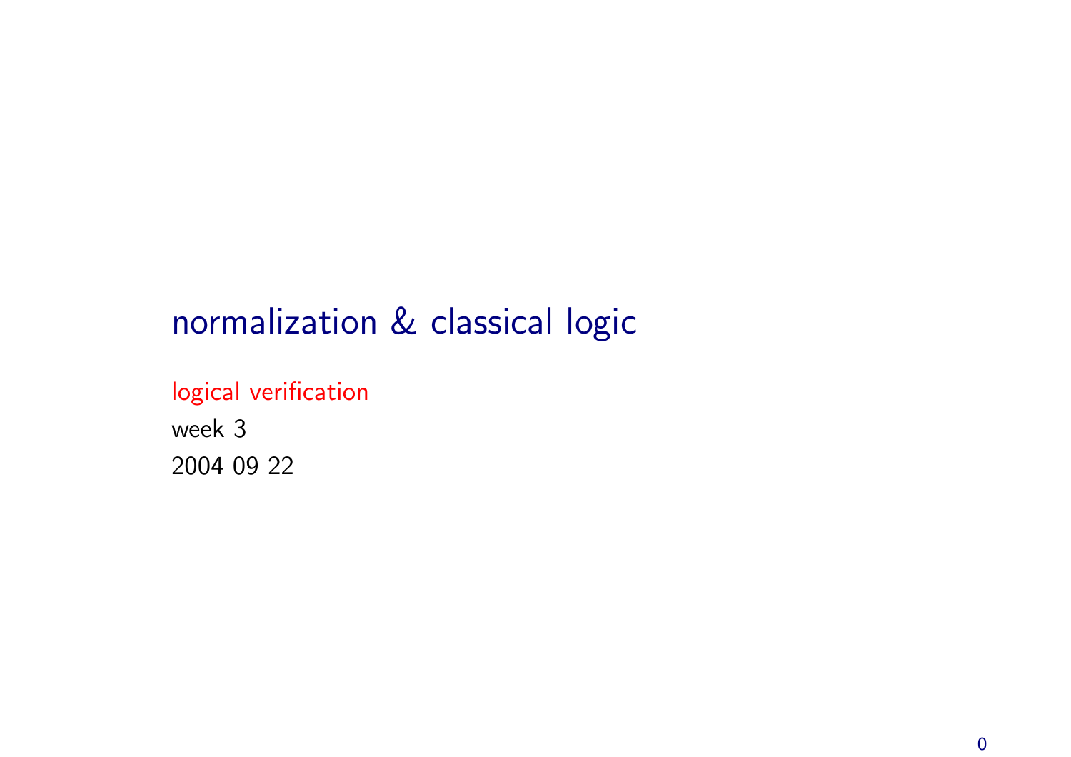# normalization & classical logic

logical verification

week 3

2004 09 22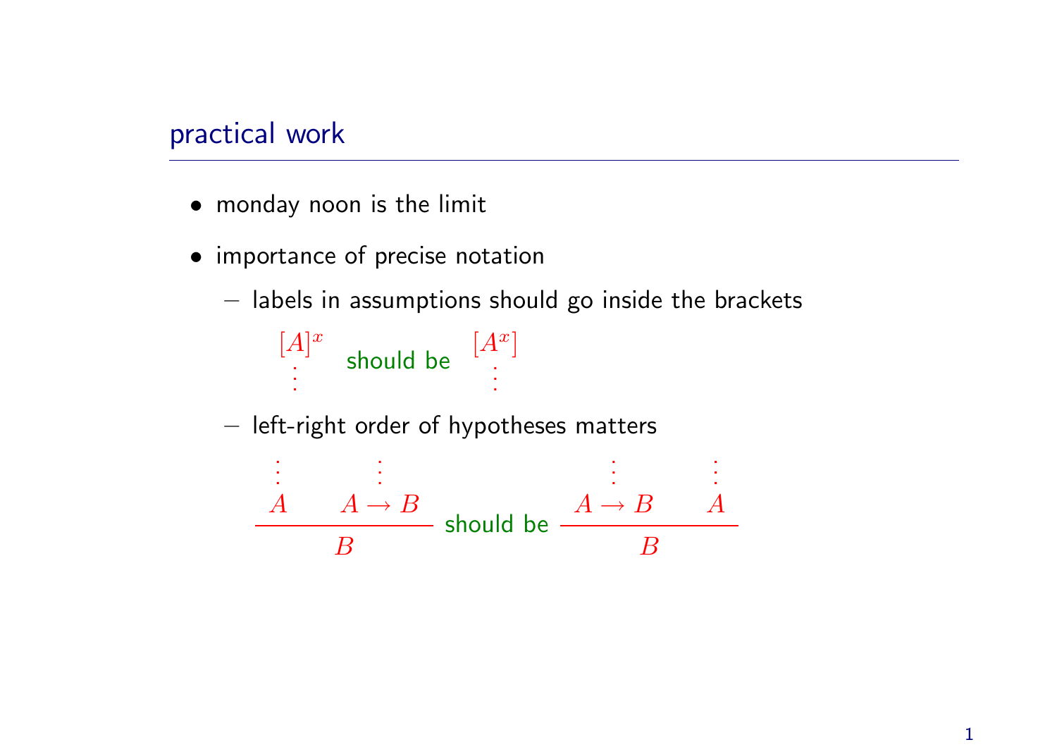## practical work

- monday noon is the limit
- importance of precise notation
  - labels in assumptions should go inside the brackets

    $$\begin{array}{c} [A]^x \\ \vdots \end{array} \quad \text{should be} \quad \begin{array}{c} [A^x] \\ \vdots \end{array}$$

  - left-right order of hypotheses matters

    $$\dfrac{\begin{array}{c} \vdots \\ A \end{array} \qquad \begin{array}{c} \vdots \\ A \to B \end{array}}{B} \quad \text{should be} \quad \dfrac{\begin{array}{c} \vdots \\ A \to B \end{array} \qquad \begin{array}{c} \vdots \\ A \end{array}}{B}$$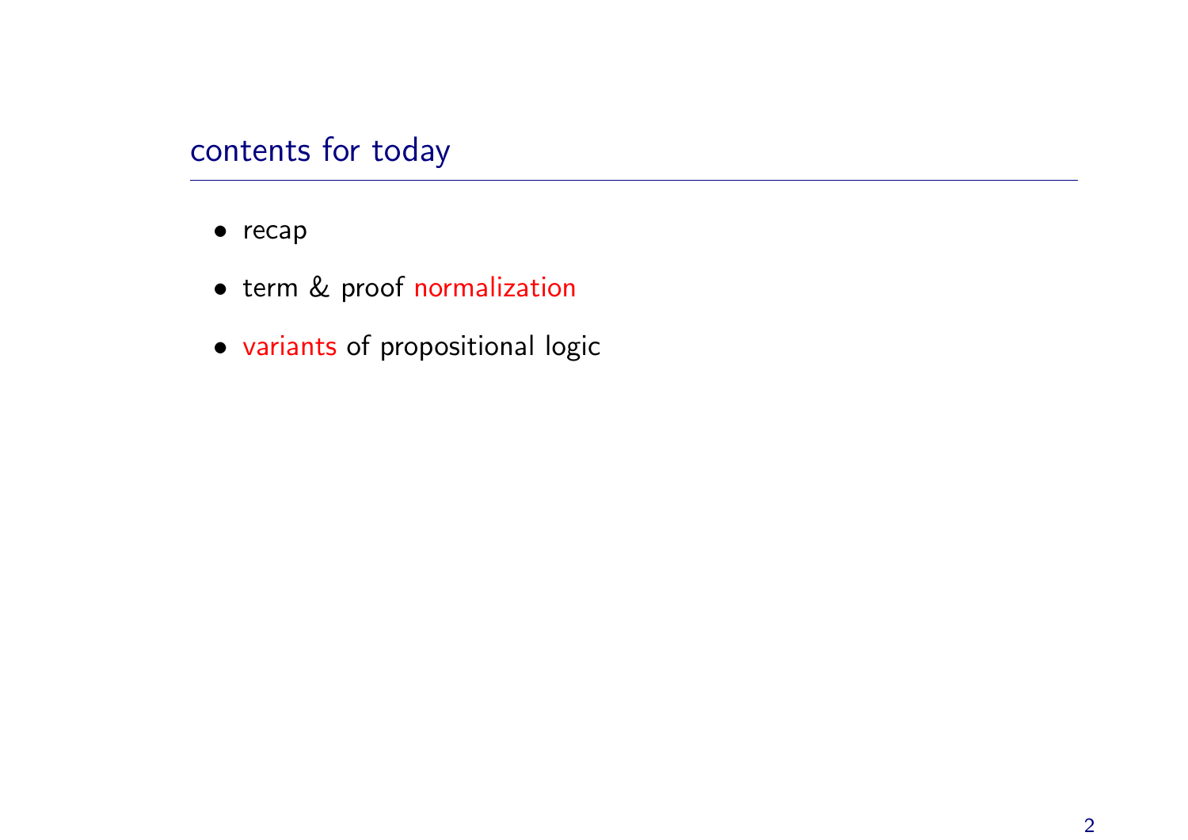## contents for today

- recap
- term & proof normalization
- variants of propositional logic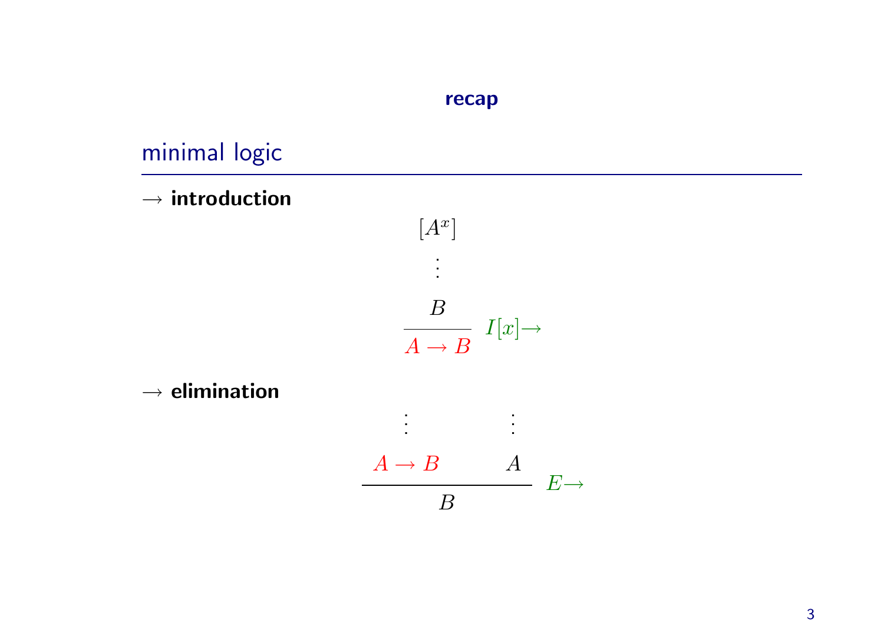**recap**

## minimal logic

**$\rightarrow$ introduction**

$$
\dfrac{\begin{array}{c}[A^x] \\ \vdots \\ B\end{array}}{A \rightarrow B}\; I[x]\!\rightarrow
$$

**$\rightarrow$ elimination**

$$
\dfrac{\begin{array}{c}\vdots \\ A \rightarrow B\end{array} \qquad \begin{array}{c}\vdots \\ A\end{array}}{B}\; E\!\rightarrow
$$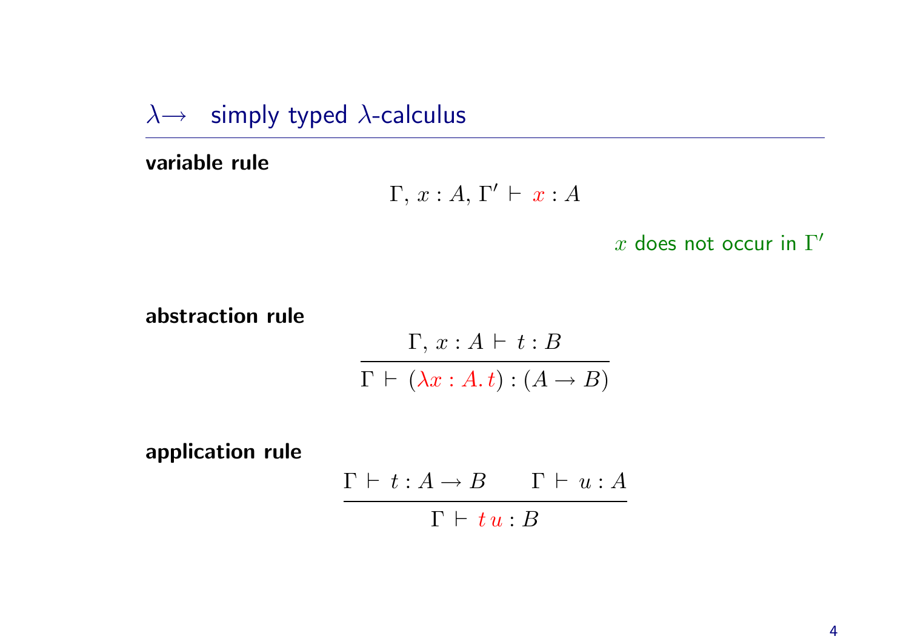## $\lambda\!\rightarrow$ simply typed $\lambda$-calculus

**variable rule**

$$\Gamma,\, x : A,\, \Gamma' \,\vdash\, x : A$$

$x$ does not occur in $\Gamma'$

**abstraction rule**

$$\frac{\Gamma,\, x : A \,\vdash\, t : B}{\Gamma \,\vdash\, (\lambda x : A.\, t) : (A \rightarrow B)}$$

**application rule**

$$\frac{\Gamma \,\vdash\, t : A \rightarrow B \qquad \Gamma \,\vdash\, u : A}{\Gamma \,\vdash\, t\, u : B}$$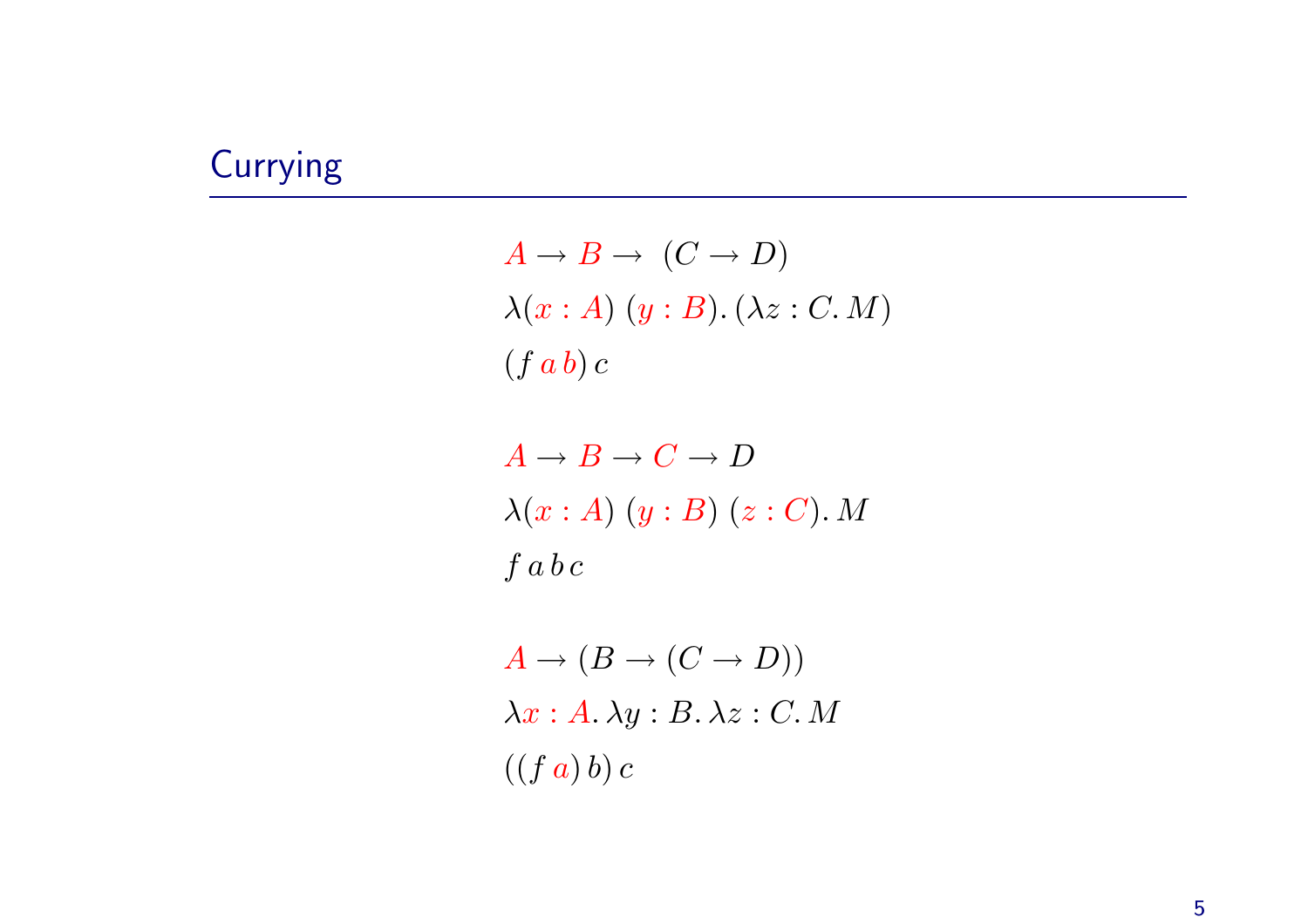# Currying

$$A \to B \to \ (C \to D)$$

$$\lambda(x : A)\ (y : B).\, (\lambda z : C.\, M)$$

$$(f\, a\, b)\, c$$

$$A \to B \to C \to D$$

$$\lambda(x : A)\ (y : B)\ (z : C).\, M$$

$$f\, a\, b\, c$$

$$A \to (B \to (C \to D))$$

$$\lambda x : A.\, \lambda y : B.\, \lambda z : C.\, M$$

$$((f\, a)\, b)\, c$$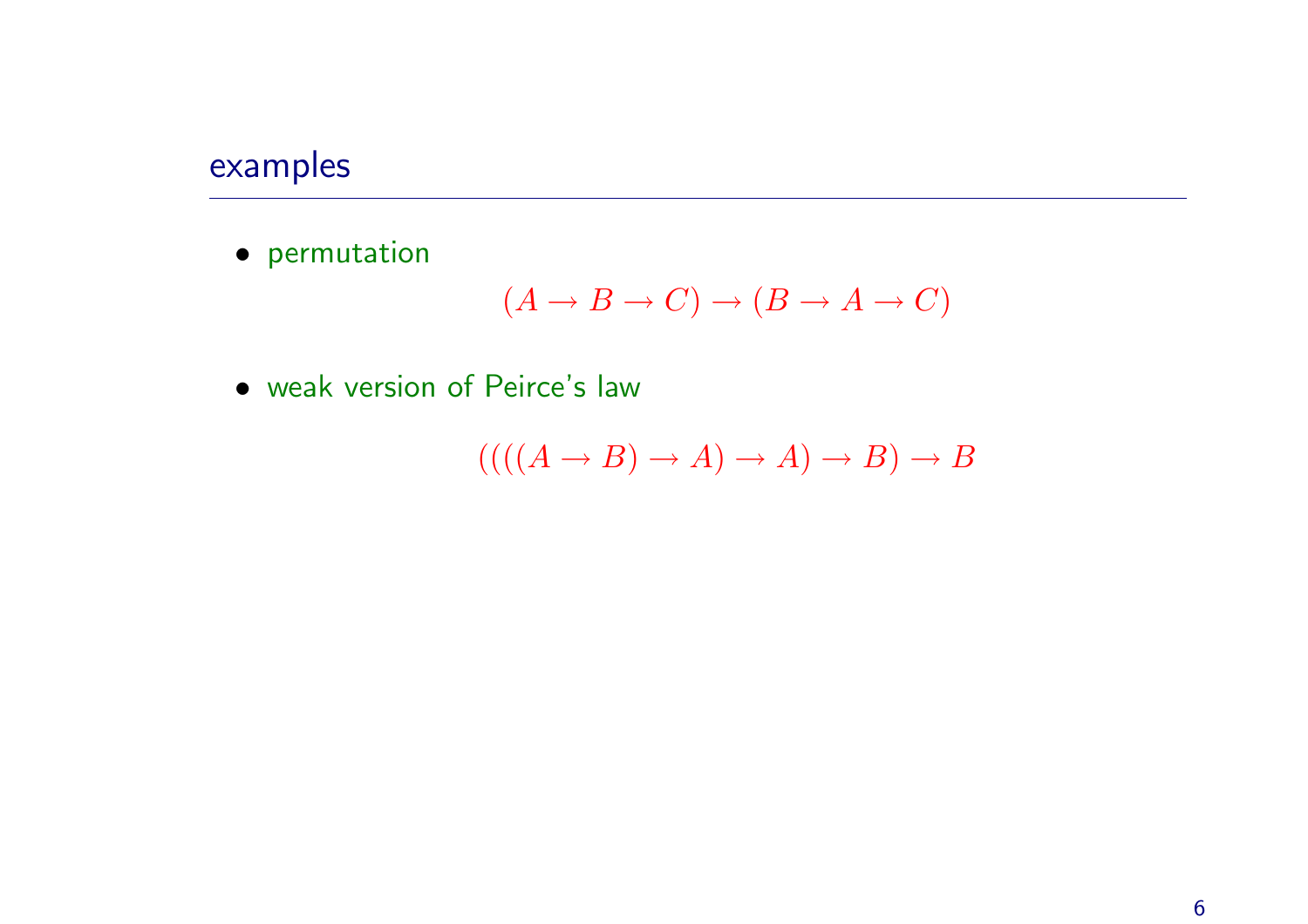## examples

- permutation

$$(A \to B \to C) \to (B \to A \to C)$$

- weak version of Peirce's law

$$((((A \to B) \to A) \to A) \to B) \to B$$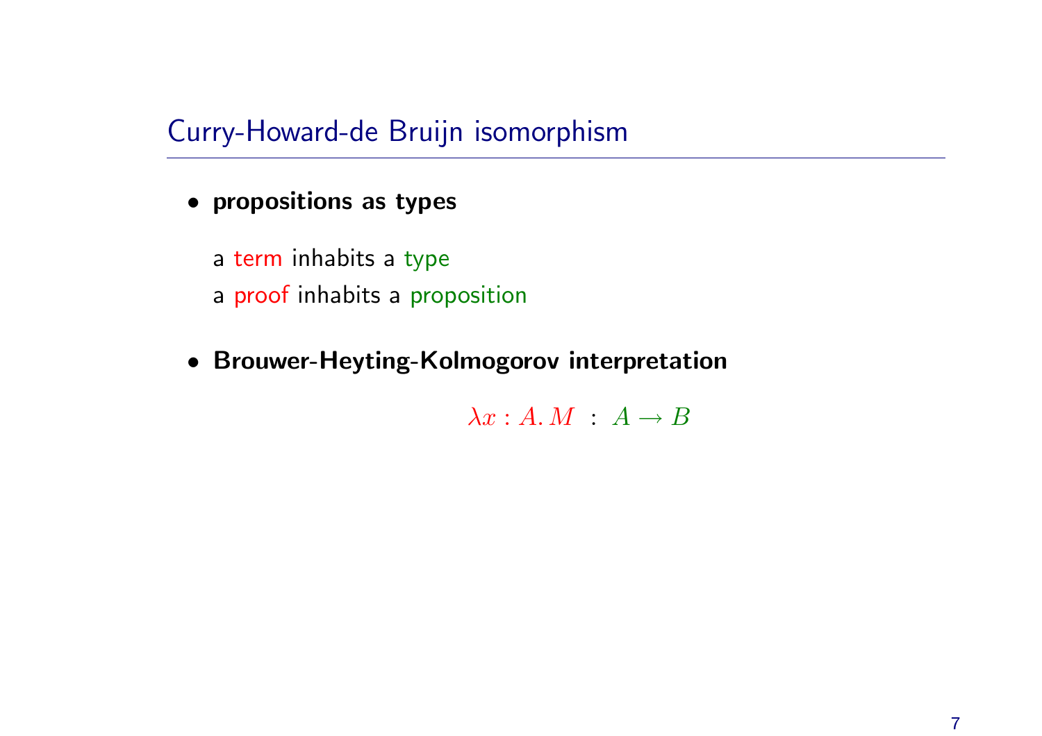## Curry-Howard-de Bruijn isomorphism

- **propositions as types**

  a term inhabits a type

  a proof inhabits a proposition

- **Brouwer-Heyting-Kolmogorov interpretation**

$$\lambda x : A.\, M \;\; : \;\; A \rightarrow B$$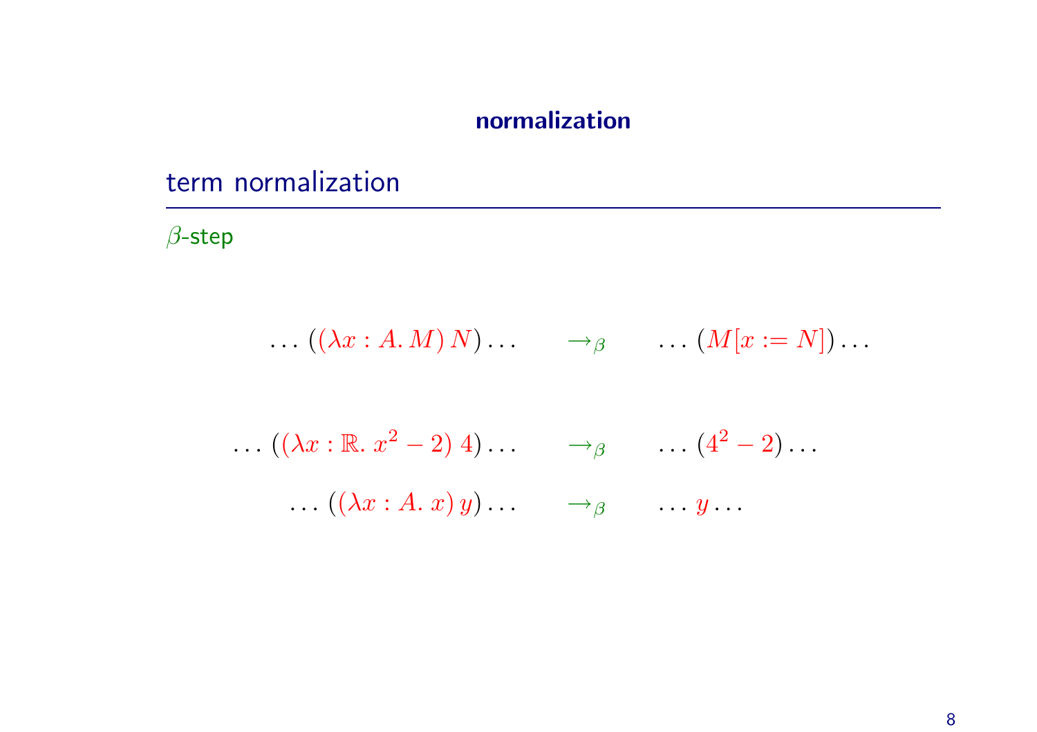# normalization

## term normalization

$\beta$-step

$$\ldots ((\lambda x : A.\, M)\, N) \ldots \qquad \to_\beta \qquad \ldots (M[x := N]) \ldots$$

$$\ldots ((\lambda x : \mathbb{R}.\, x^2 - 2)\ 4) \ldots \qquad \to_\beta \qquad \ldots (4^2 - 2) \ldots$$

$$\ldots ((\lambda x : A.\, x)\, y) \ldots \qquad \to_\beta \qquad \ldots y \ldots$$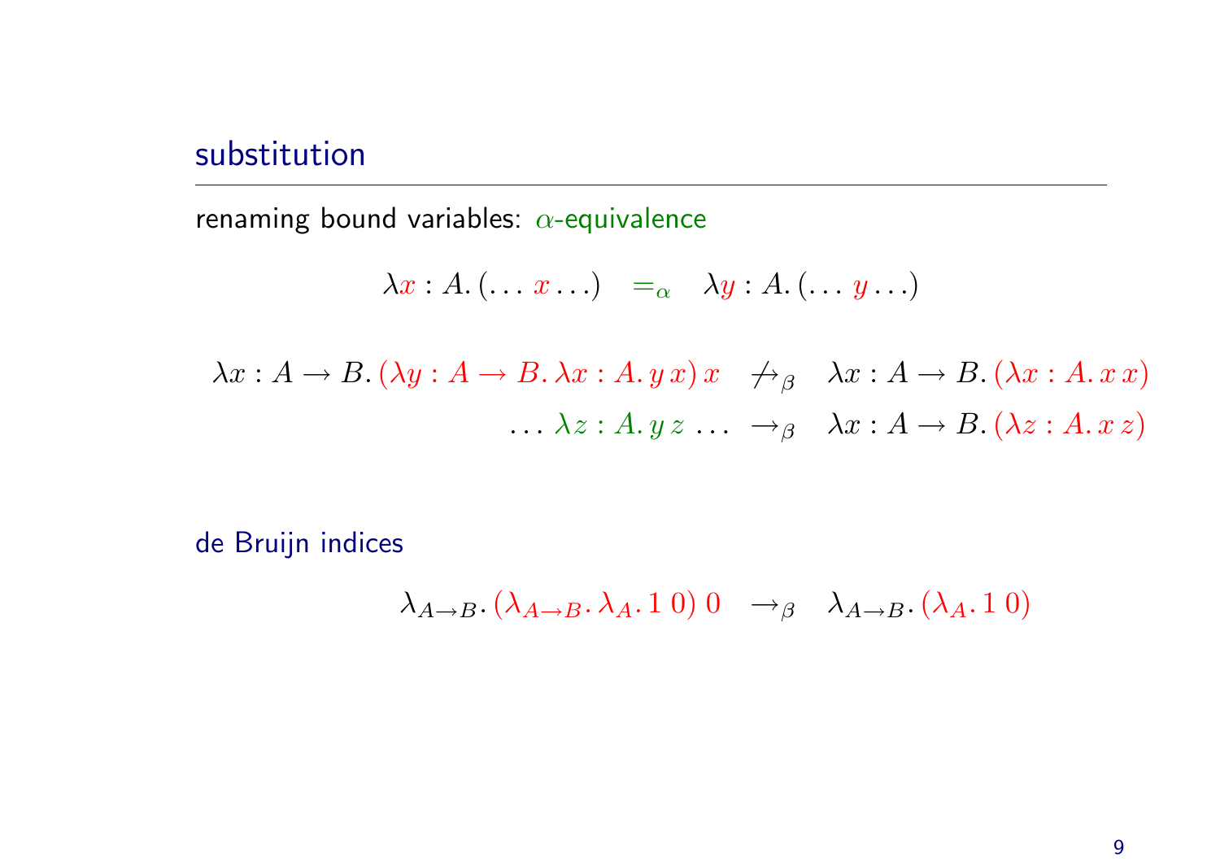## substitution

renaming bound variables: $\alpha$-equivalence

$$\lambda x : A.\,(\ldots\, x \ldots) \quad =_\alpha \quad \lambda y : A.\,(\ldots\, y \ldots)$$

$$\lambda x : A \to B.\,(\lambda y : A \to B.\,\lambda x : A.\,y\,x)\,x \quad \not\to_\beta \quad \lambda x : A \to B.\,(\lambda x : A.\,x\,x)$$

$$\ldots\,\lambda z : A.\,y\,z\,\ldots \quad \to_\beta \quad \lambda x : A \to B.\,(\lambda z : A.\,x\,z)$$

## de Bruijn indices

$$\lambda_{A\to B}.\,(\lambda_{A\to B}.\,\lambda_A.\,1\ 0)\ 0 \quad \to_\beta \quad \lambda_{A\to B}.\,(\lambda_A.\,1\ 0)$$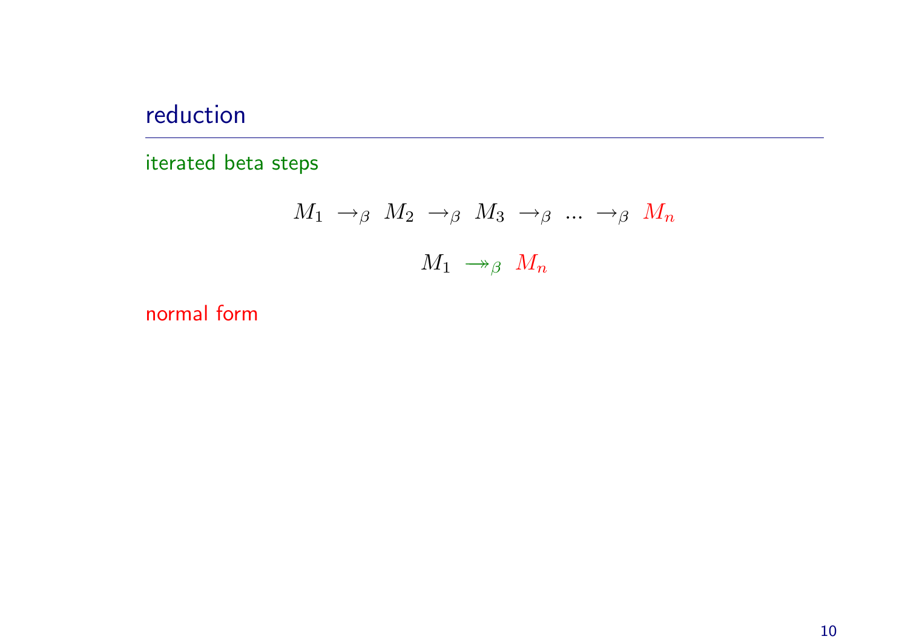## reduction

iterated beta steps

$$M_1 \;\rightarrow_\beta\; M_2 \;\rightarrow_\beta\; M_3 \;\rightarrow_\beta\; \ldots \;\rightarrow_\beta\; M_n$$

$$M_1 \;\twoheadrightarrow_\beta\; M_n$$

normal form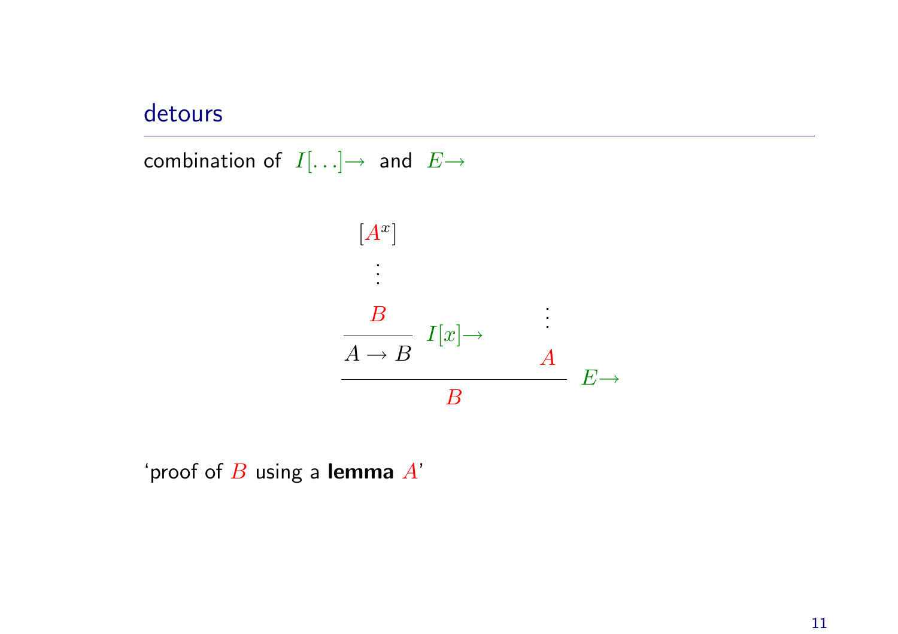## detours

combination of $I[\ldots]\!\rightarrow$ and $E\!\rightarrow$

$$
\dfrac{\dfrac{\begin{matrix}[A^x] \\ \vdots \\ B\end{matrix}}{A \rightarrow B}\ I[x]\!\rightarrow \qquad \begin{matrix}\vdots \\ A\end{matrix}}{B}\ E\!\rightarrow
$$

'proof of $B$ using a **lemma** $A$'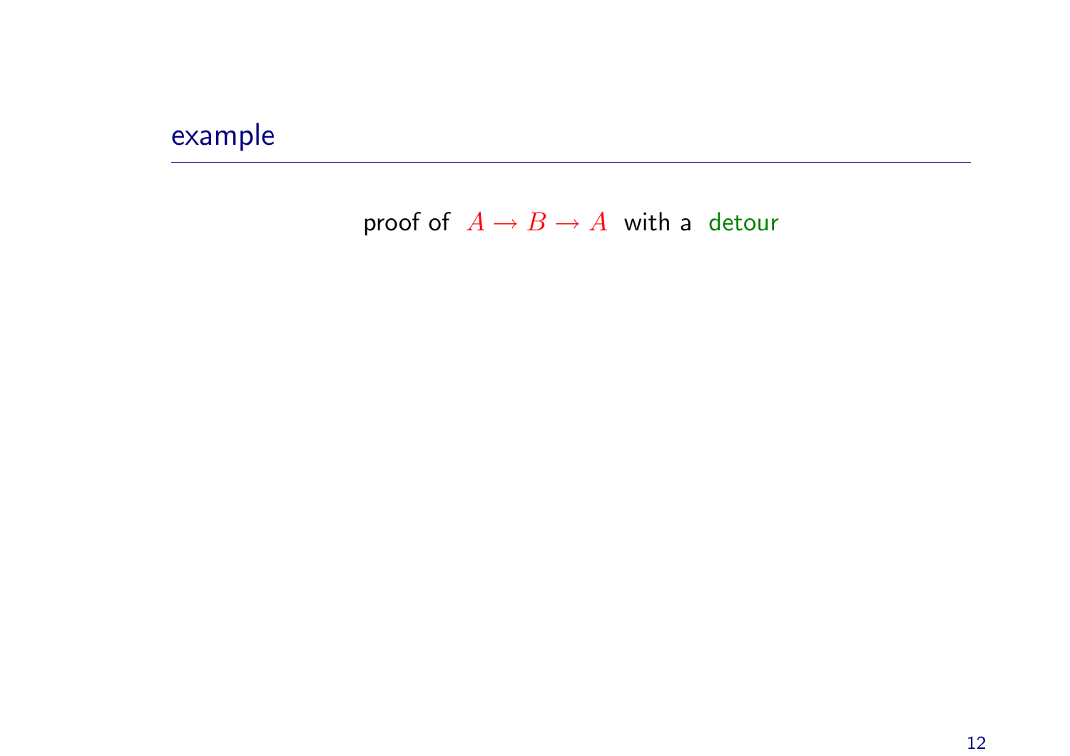## example

proof of $A \to B \to A$ with a detour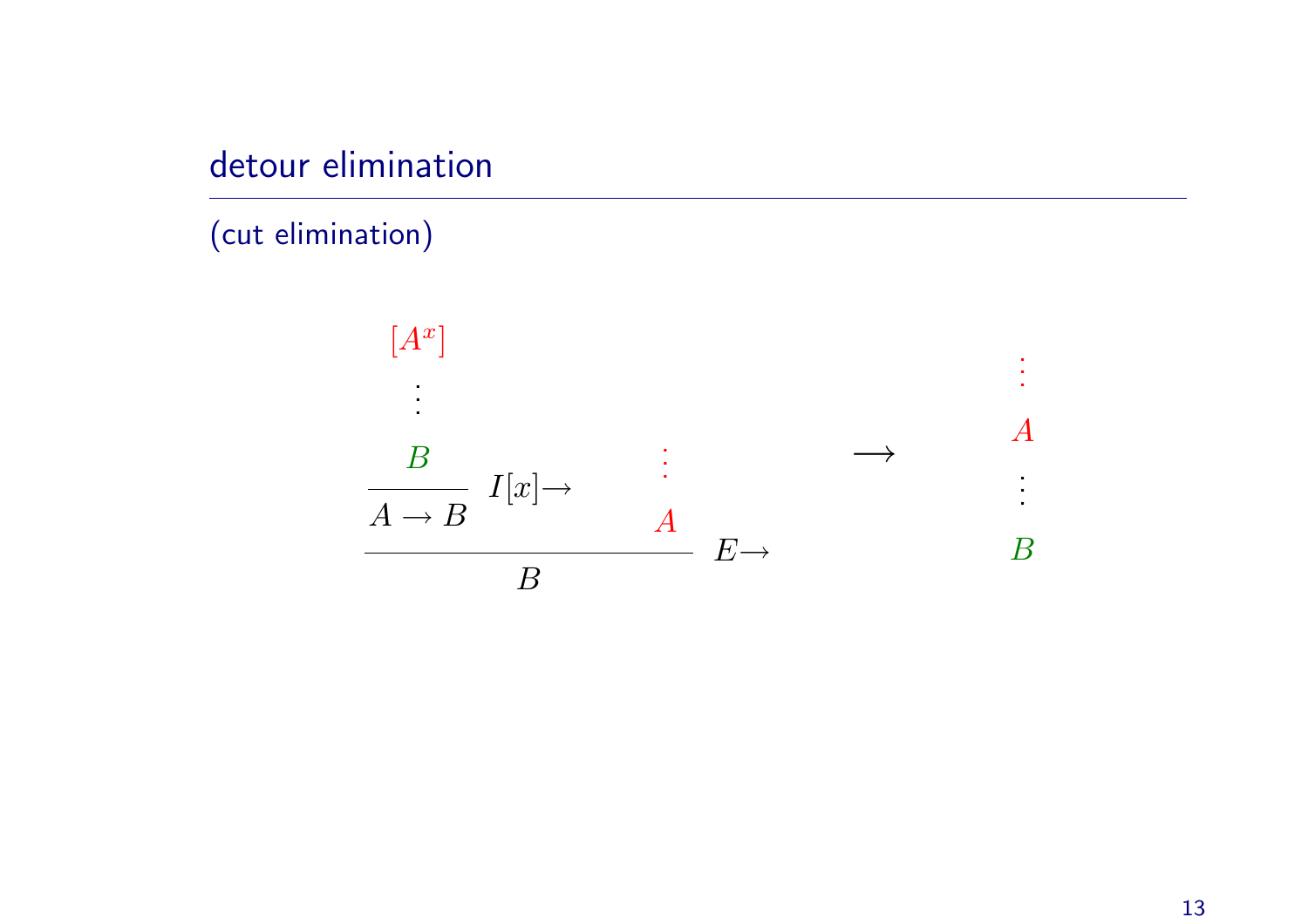## detour elimination

(cut elimination)

$$
\dfrac{\dfrac{\begin{array}{c}[A^x] \\ \vdots \\ B\end{array}}{A \to B}\ I[x]{\to} \qquad \begin{array}{c}\vdots \\ A\end{array}}{B}\ E{\to}
\qquad \longrightarrow \qquad
\begin{array}{c}\vdots \\ A \\ \vdots \\ B\end{array}
$$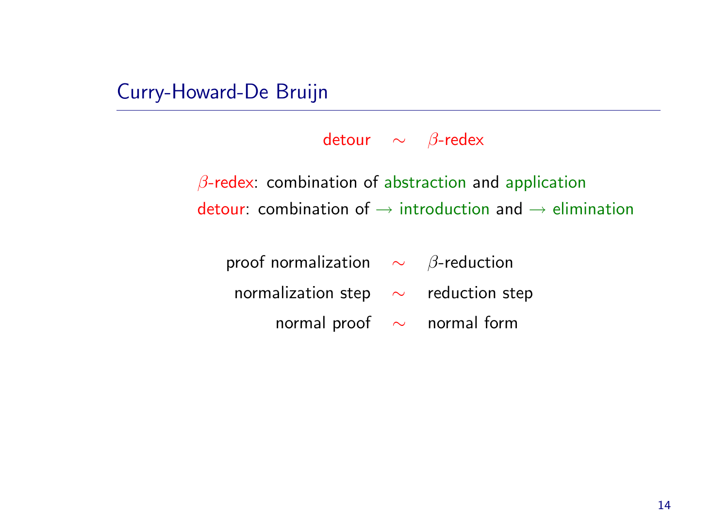# Curry-Howard-De Bruijn

detour $\sim$ $\beta$-redex

$\beta$-redex: combination of abstraction and application
detour: combination of $\rightarrow$ introduction and $\rightarrow$ elimination

| | | |
|---|---|---|
| proof normalization | $\sim$ | $\beta$-reduction |
| normalization step | $\sim$ | reduction step |
| normal proof | $\sim$ | normal form |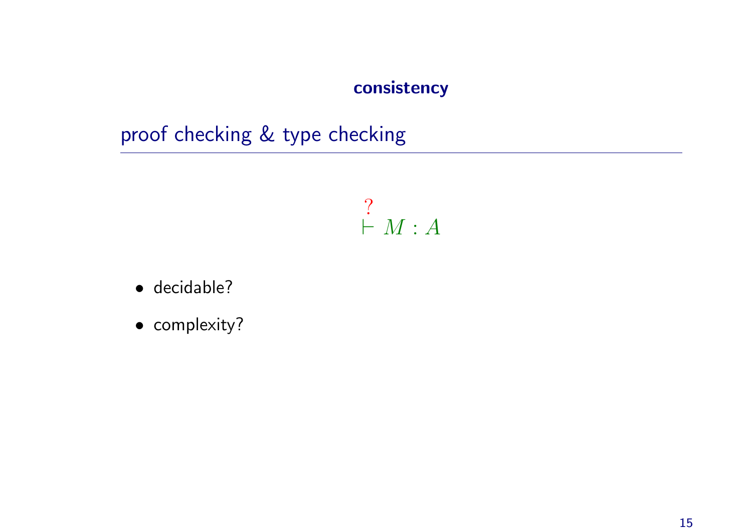**consistency**

## proof checking & type checking

$$\overset{?}{\vdash} M : A$$

- decidable?
- complexity?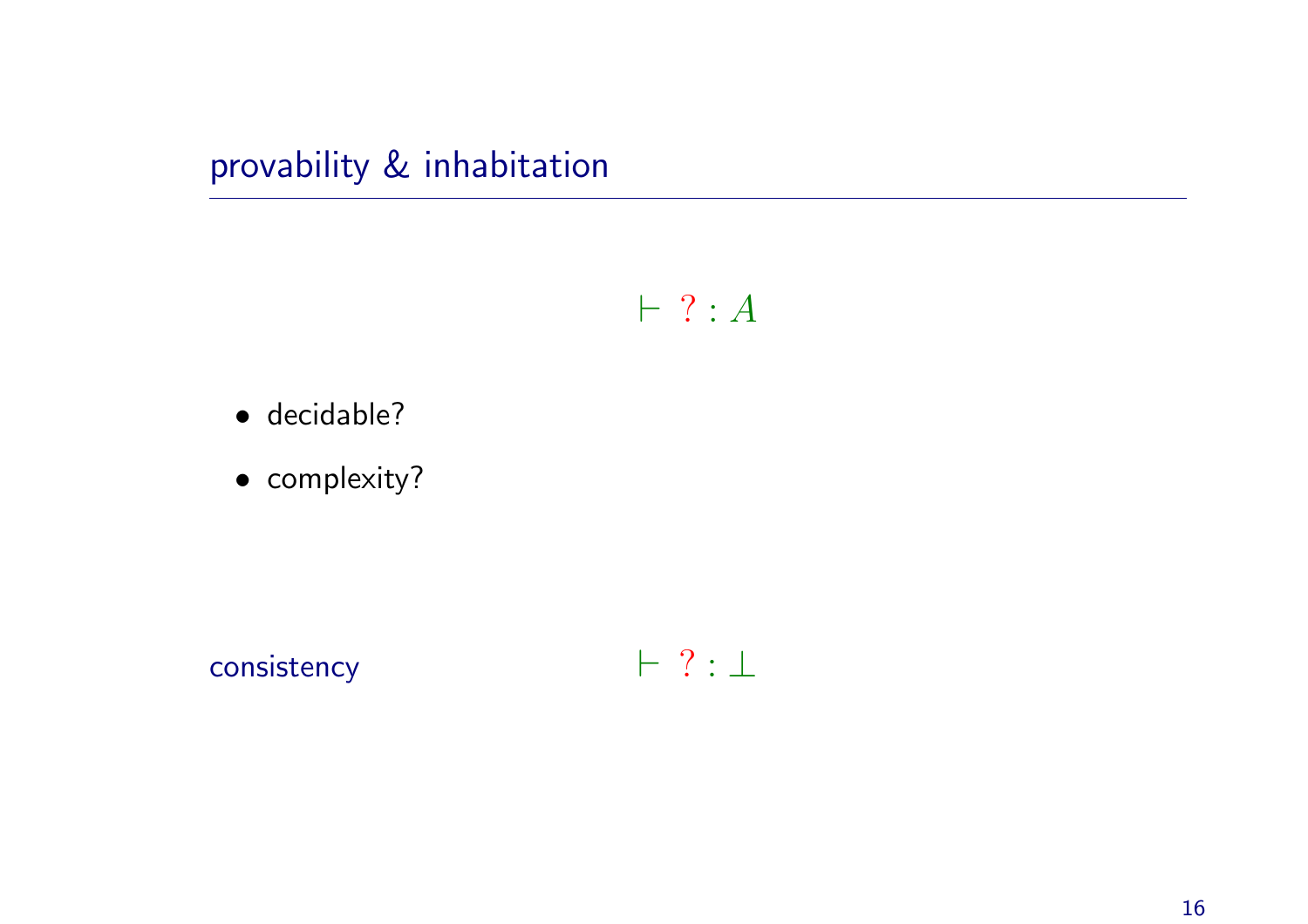## provability & inhabitation

$$\vdash\ ?:A$$

- decidable?
- complexity?

consistency $\vdash\ ?:\bot$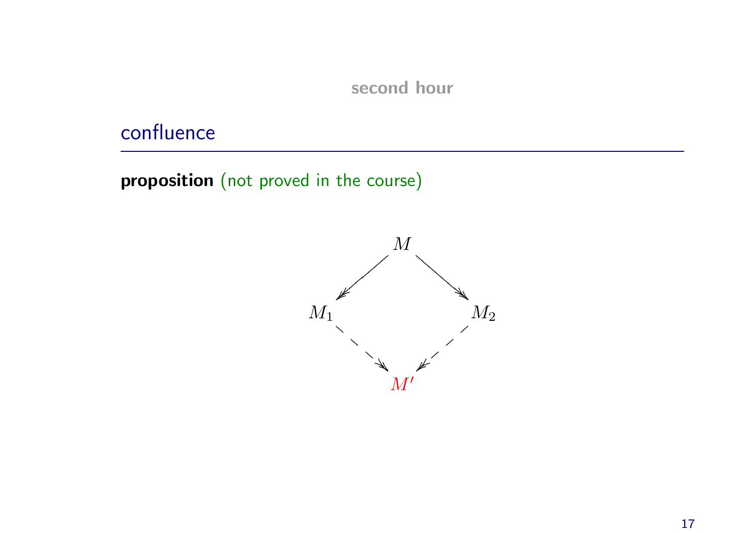second hour

## confluence

**proposition** (not proved in the course)

$$
\begin{array}{ccc}
 & M & \\
\swarrow & & \searrow \\
M_1 & & M_2 \\
\searrow & & \swarrow \\
 & M' &
\end{array}
$$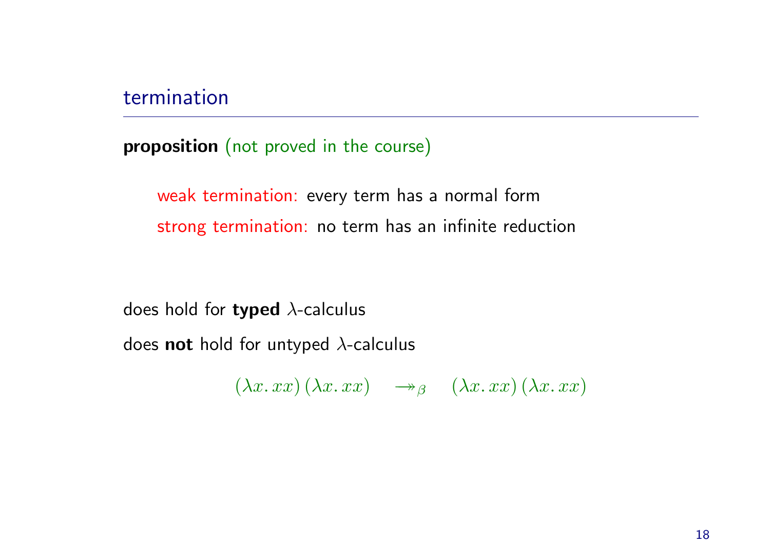## termination

**proposition** (not proved in the course)

> weak termination: every term has a normal form
>
> strong termination: no term has an infinite reduction

does hold for **typed** $\lambda$-calculus

does **not** hold for untyped $\lambda$-calculus

$$(\lambda x.\, xx)\,(\lambda x.\, xx) \quad \twoheadrightarrow_\beta \quad (\lambda x.\, xx)\,(\lambda x.\, xx)$$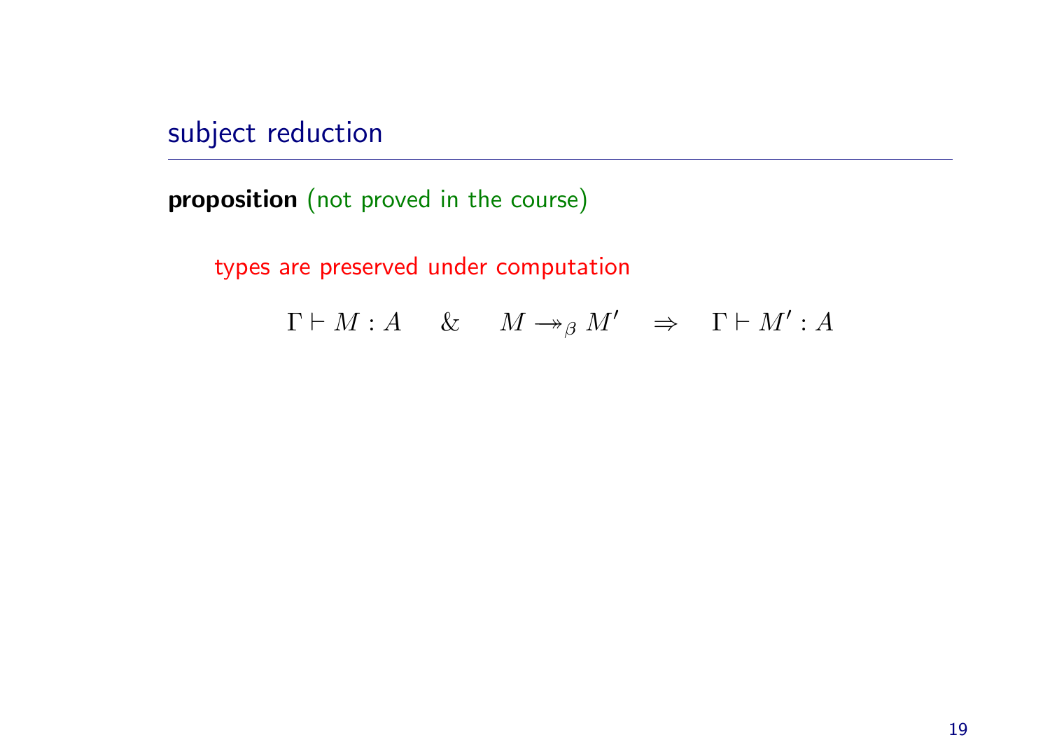## subject reduction

**proposition** (not proved in the course)

types are preserved under computation

$$\Gamma \vdash M : A \quad \& \quad M \twoheadrightarrow_\beta M' \quad \Rightarrow \quad \Gamma \vdash M' : A$$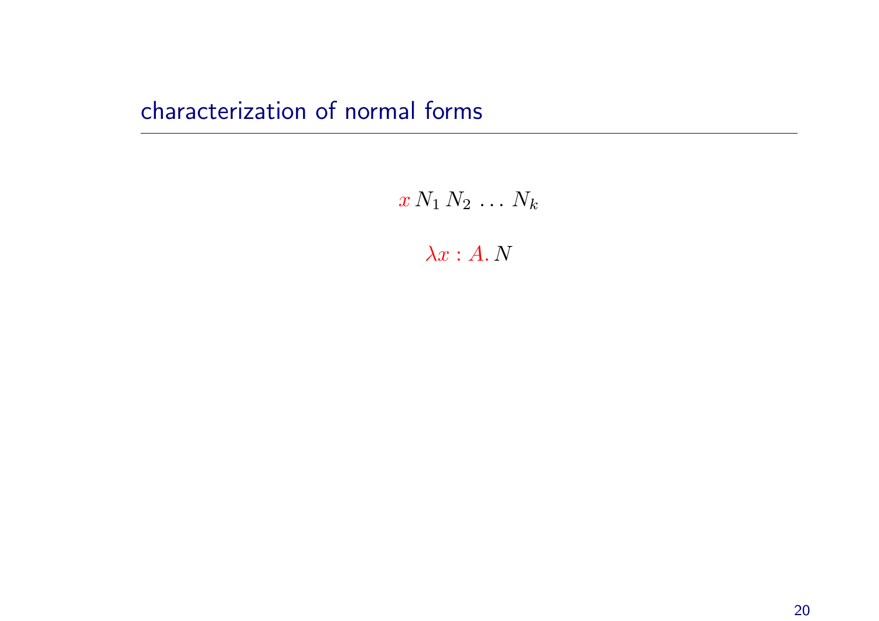## characterization of normal forms

$$x\, N_1\, N_2\, \ldots\, N_k$$

$$\lambda x : A.\, N$$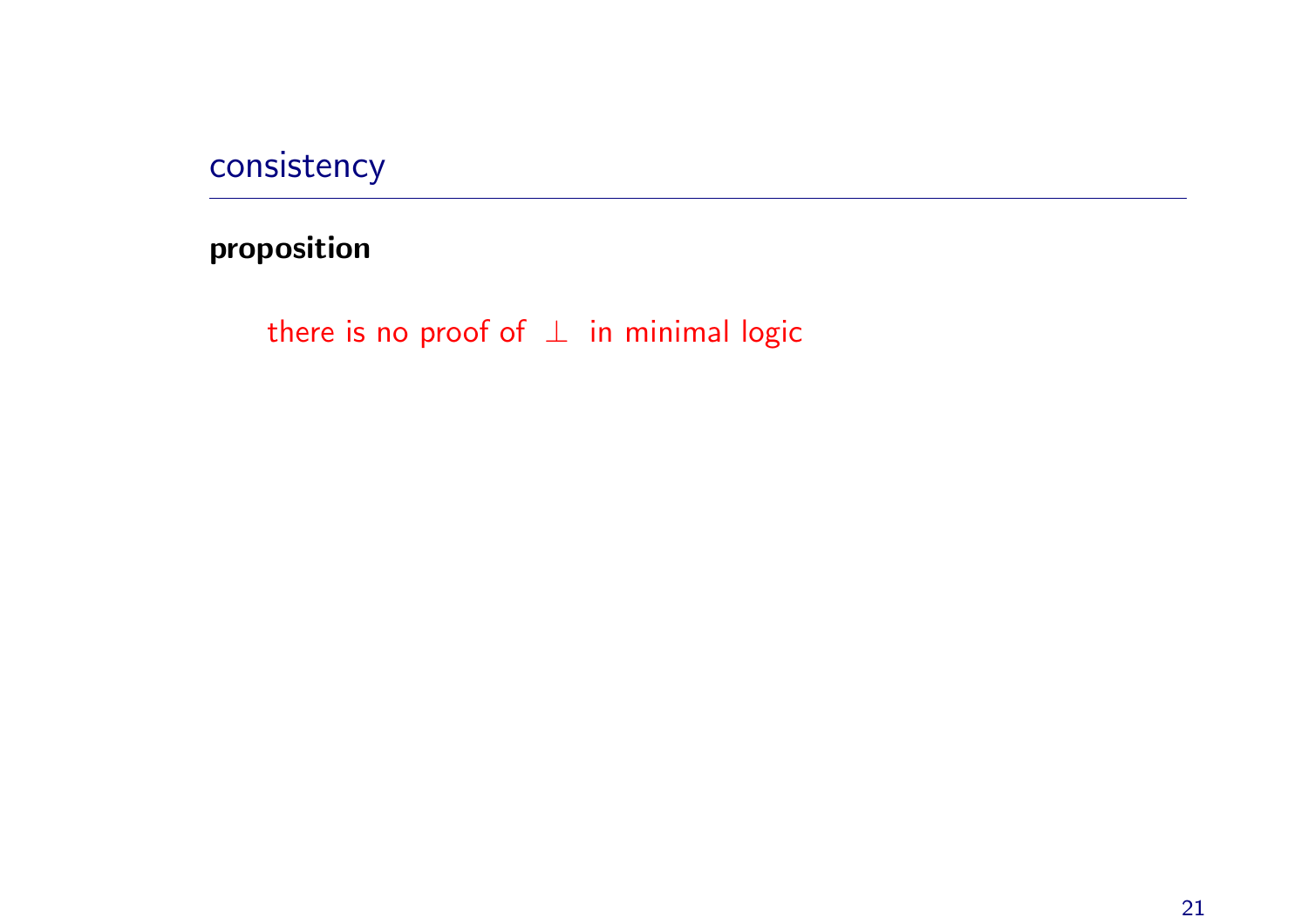## consistency

**proposition**

there is no proof of $\bot$ in minimal logic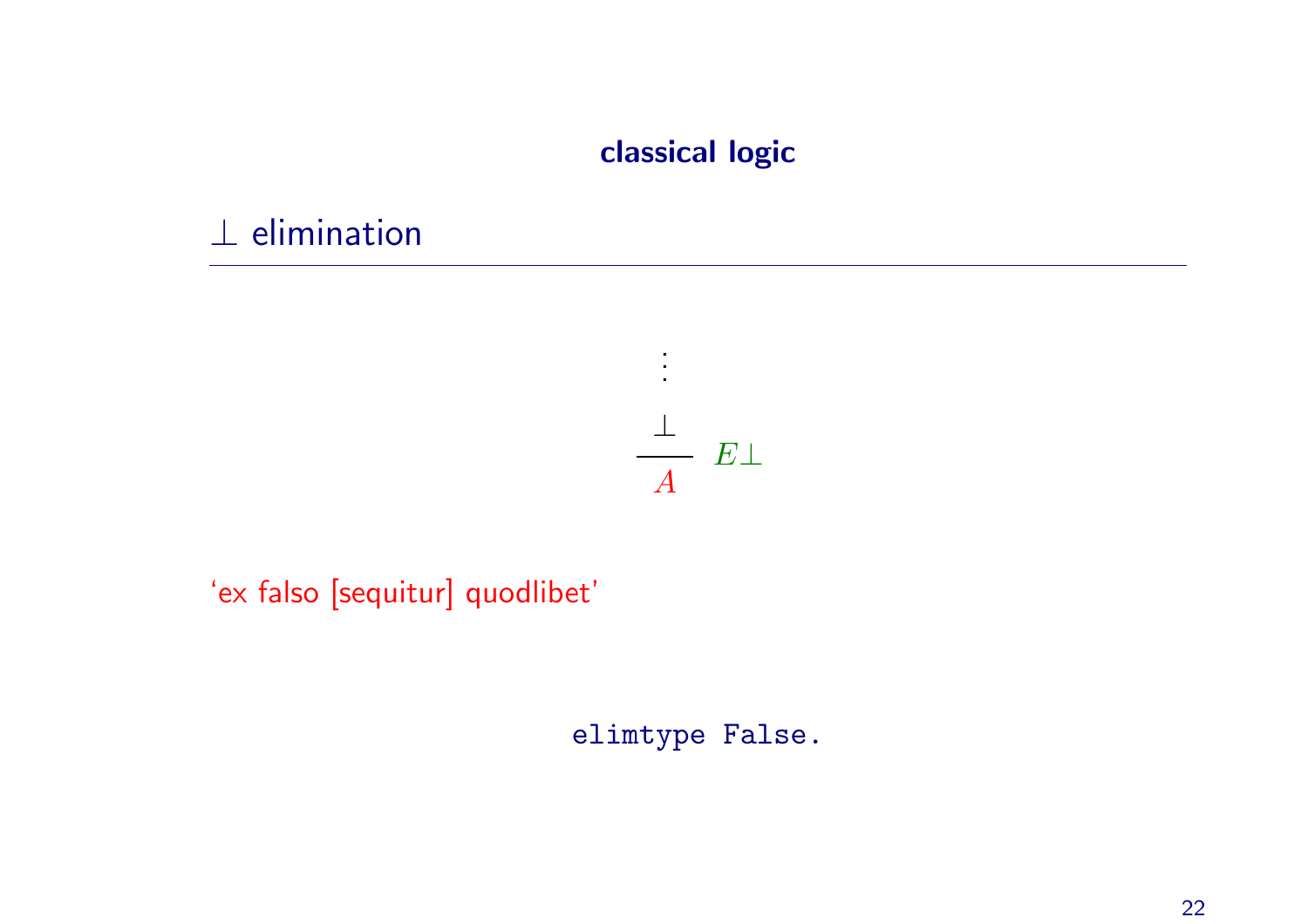## classical logic

### $\bot$ elimination

$$\cfrac{\begin{array}{c}\vdots \\ \bot\end{array}}{A}\ E\bot$$

'ex falso [sequitur] quodlibet'

```
elimtype False.
```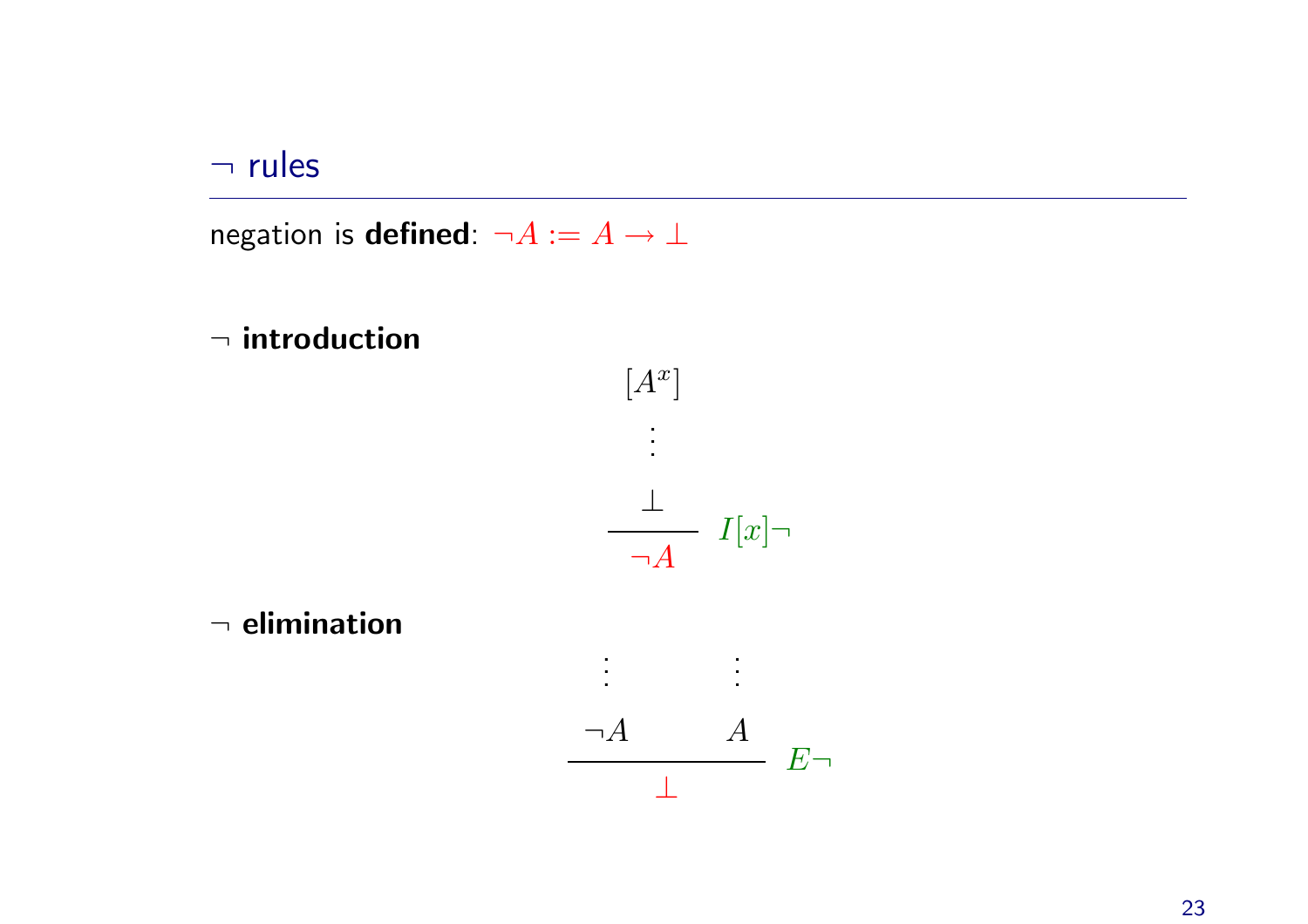## $\neg$ rules

negation is **defined**: $\neg A := A \to \bot$

**$\neg$ introduction**

$$\dfrac{\begin{matrix}[A^x] \\ \vdots \\ \bot\end{matrix}}{\neg A}\ I[x]\neg$$

**$\neg$ elimination**

$$\dfrac{\begin{matrix}\vdots \\ \neg A\end{matrix} \qquad \begin{matrix}\vdots \\ A\end{matrix}}{\bot}\ E\neg$$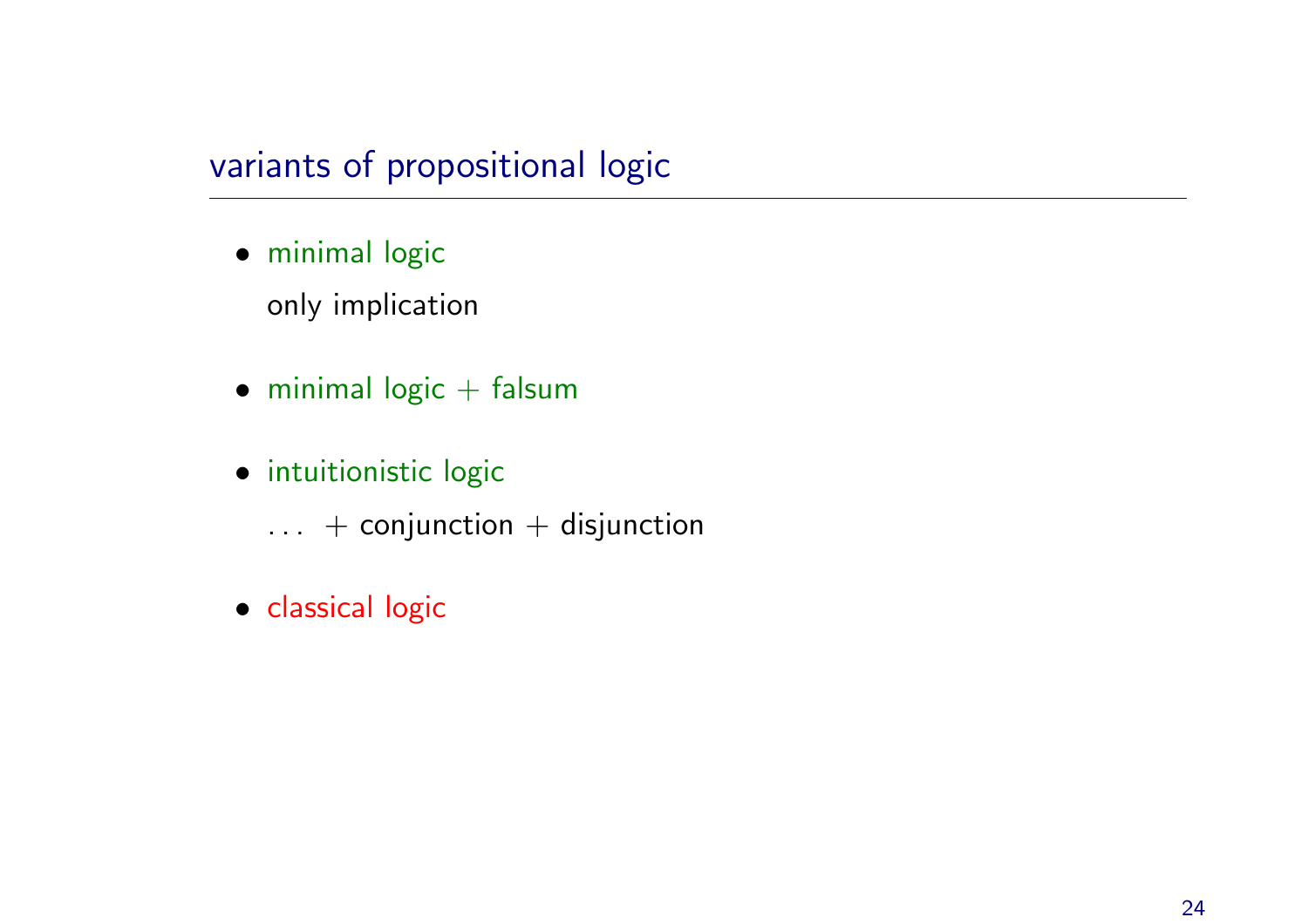## variants of propositional logic

- minimal logic

  only implication

- minimal logic + falsum

- intuitionistic logic

  ... + conjunction + disjunction

- classical logic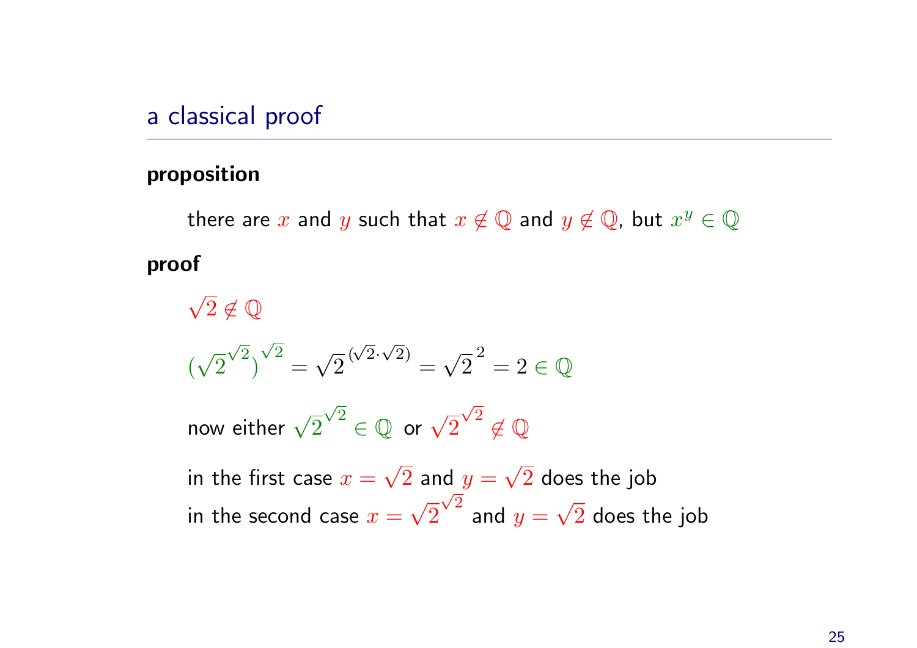## a classical proof

**proposition**

there are $x$ and $y$ such that $x \notin \mathbb{Q}$ and $y \notin \mathbb{Q}$, but $x^y \in \mathbb{Q}$

**proof**

$\sqrt{2} \notin \mathbb{Q}$

$(\sqrt{2}^{\sqrt{2}})^{\sqrt{2}} = \sqrt{2}^{(\sqrt{2} \cdot \sqrt{2})} = \sqrt{2}^{2} = 2 \in \mathbb{Q}$

now either $\sqrt{2}^{\sqrt{2}} \in \mathbb{Q}$ or $\sqrt{2}^{\sqrt{2}} \notin \mathbb{Q}$

in the first case $x = \sqrt{2}$ and $y = \sqrt{2}$ does the job
in the second case $x = \sqrt{2}^{\sqrt{2}}$ and $y = \sqrt{2}$ does the job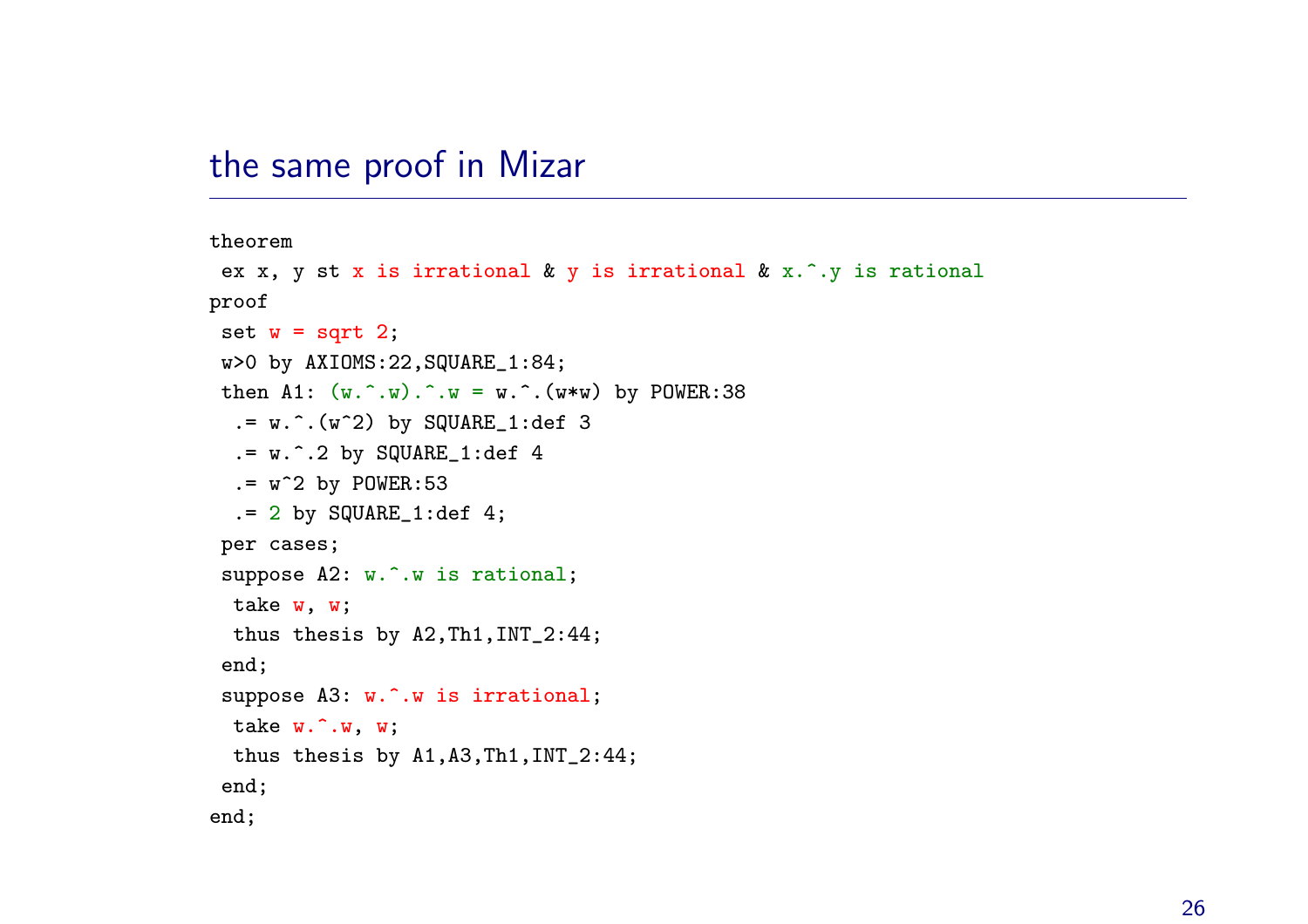## the same proof in Mizar

```
theorem
 ex x, y st x is irrational & y is irrational & x.^.y is rational
proof
 set w = sqrt 2;
 w>0 by AXIOMS:22,SQUARE_1:84;
 then A1: (w.^.w).^.w = w.^.(w*w) by POWER:38
  .= w.^.(w^2) by SQUARE_1:def 3
  .= w.^.2 by SQUARE_1:def 4
  .= w^2 by POWER:53
  .= 2 by SQUARE_1:def 4;
 per cases;
 suppose A2: w.^.w is rational;
  take w, w;
  thus thesis by A2,Th1,INT_2:44;
 end;
 suppose A3: w.^.w is irrational;
  take w.^.w, w;
  thus thesis by A1,A3,Th1,INT_2:44;
 end;
end;
```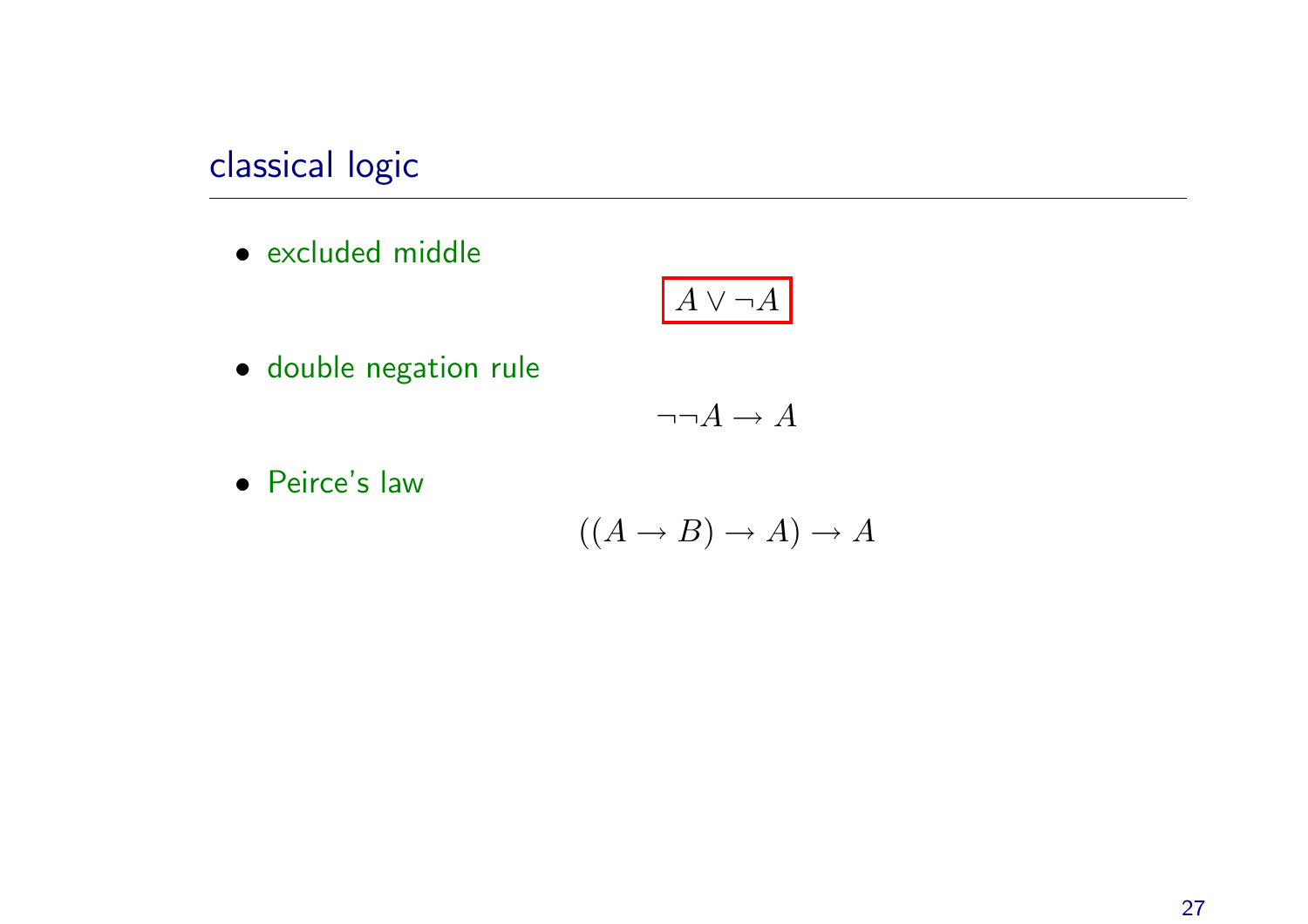## classical logic

- excluded middle

$$\boxed{A \vee \neg A}$$

- double negation rule

$$\neg\neg A \to A$$

- Peirce's law

$$((A \to B) \to A) \to A$$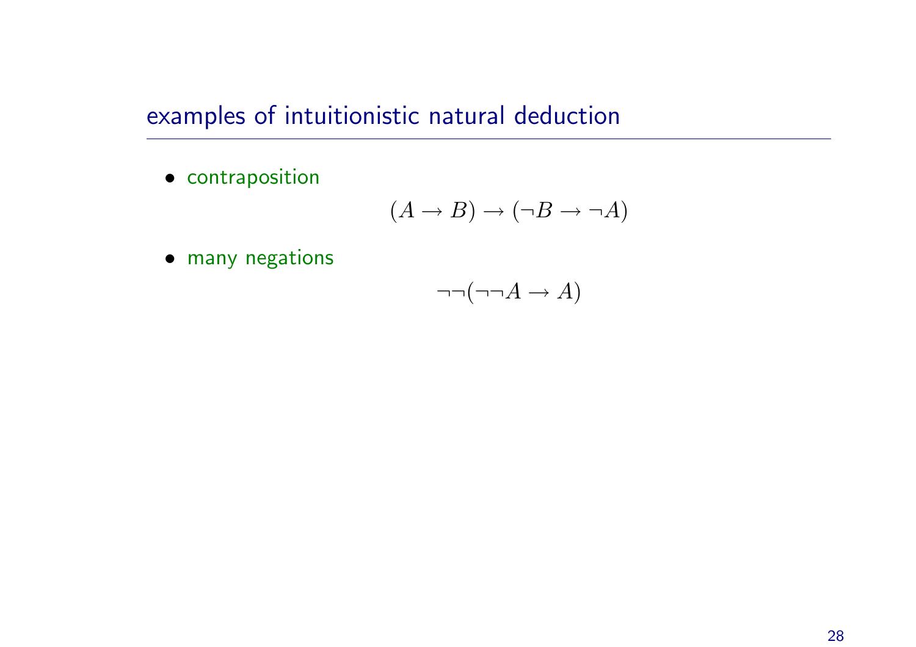## examples of intuitionistic natural deduction

- contraposition

$$(A \to B) \to (\neg B \to \neg A)$$

- many negations

$$\neg\neg(\neg\neg A \to A)$$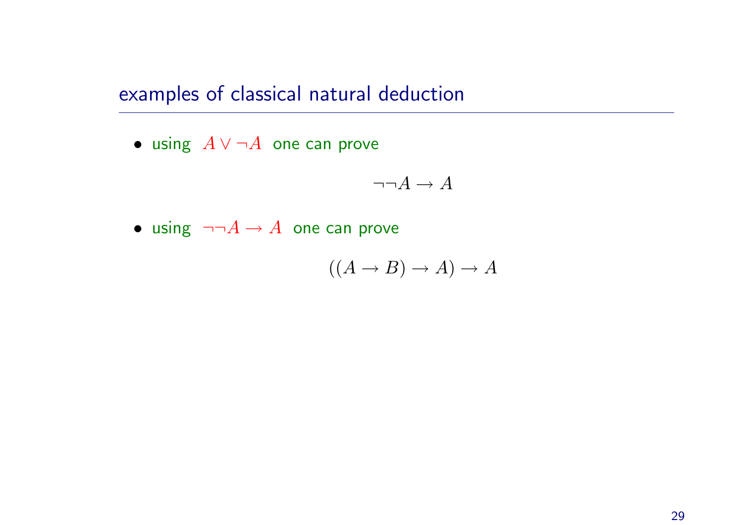## examples of classical natural deduction

- using $A \vee \neg A$ one can prove

$$\neg\neg A \to A$$

- using $\neg\neg A \to A$ one can prove

$$((A \to B) \to A) \to A$$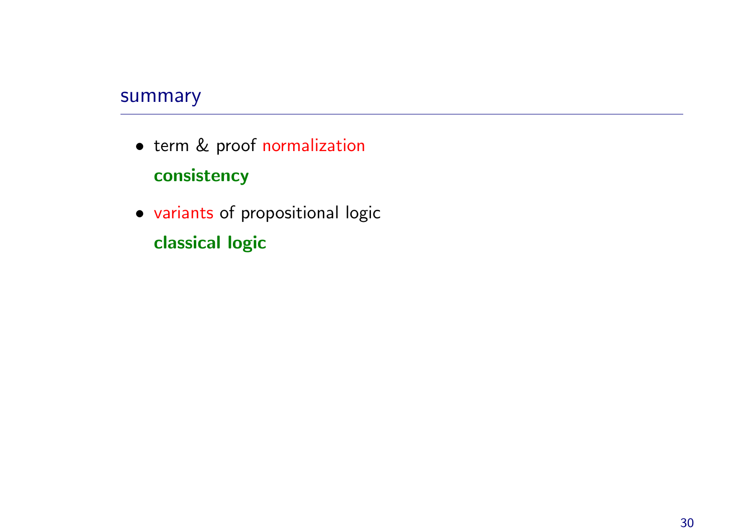## summary

- term & proof normalization

  **consistency**

- variants of propositional logic

  **classical logic**